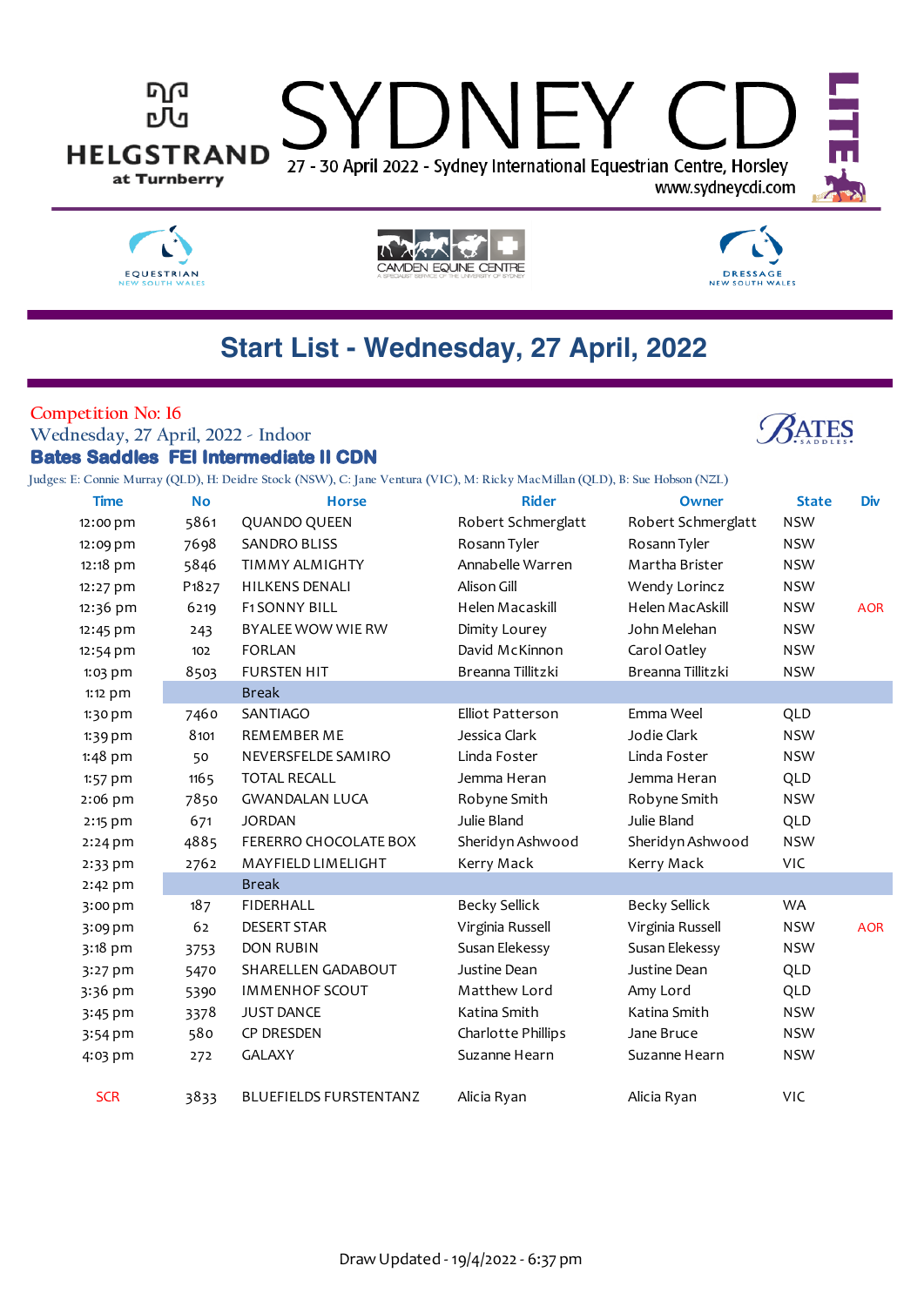# SYDNEY CDI LITE

27 - 30 April 2022 - Sydney International Equestrian Centre, Horsley
www.sydneycdi.com

HELGSTRAND at Turnberry

EQUESTRIAN NEW SOUTH WALES | CAMDEN EQUINE CENTRE | DRESSAGE NEW SOUTH WALES

## Start List - Wednesday, 27 April, 2022

Competition No: 16
Wednesday, 27 April, 2022 - Indoor
**Bates Saddles FEI Intermediate II CDN**

BATES SADDLES

Judges: E: Connie Murray (QLD), H: Deidre Stock (NSW), C: Jane Ventura (VIC), M: Ricky MacMillan (QLD), B: Sue Hobson (NZL)

| Time | No | Horse | Rider | Owner | State | Div |
|---|---|---|---|---|---|---|
| 12:00 pm | 5861 | QUANDO QUEEN | Robert Schmerglatt | Robert Schmerglatt | NSW | |
| 12:09 pm | 7698 | SANDRO BLISS | Rosann Tyler | Rosann Tyler | NSW | |
| 12:18 pm | 5846 | TIMMY ALMIGHTY | Annabelle Warren | Martha Brister | NSW | |
| 12:27 pm | P1827 | HILKENS DENALI | Alison Gill | Wendy Lorincz | NSW | |
| 12:36 pm | 6219 | F1 SONNY BILL | Helen Macaskill | Helen MacAskill | NSW | AOR |
| 12:45 pm | 243 | BYALEE WOW WIE RW | Dimity Lourey | John Melehan | NSW | |
| 12:54 pm | 102 | FORLAN | David McKinnon | Carol Oatley | NSW | |
| 1:03 pm | 8503 | FURSTEN HIT | Breanna Tillitzki | Breanna Tillitzki | NSW | |
| 1:12 pm | | Break | | | | |
| 1:30 pm | 7460 | SANTIAGO | Elliot Patterson | Emma Weel | QLD | |
| 1:39 pm | 8101 | REMEMBER ME | Jessica Clark | Jodie Clark | NSW | |
| 1:48 pm | 50 | NEVERSFELDE SAMIRO | Linda Foster | Linda Foster | NSW | |
| 1:57 pm | 1165 | TOTAL RECALL | Jemma Heran | Jemma Heran | QLD | |
| 2:06 pm | 7850 | GWANDALAN LUCA | Robyne Smith | Robyne Smith | NSW | |
| 2:15 pm | 671 | JORDAN | Julie Bland | Julie Bland | QLD | |
| 2:24 pm | 4885 | FERERRO CHOCOLATE BOX | Sheridyn Ashwood | Sheridyn Ashwood | NSW | |
| 2:33 pm | 2762 | MAYFIELD LIMELIGHT | Kerry Mack | Kerry Mack | VIC | |
| 2:42 pm | | Break | | | | |
| 3:00 pm | 187 | FIDERHALL | Becky Sellick | Becky Sellick | WA | |
| 3:09 pm | 62 | DESERT STAR | Virginia Russell | Virginia Russell | NSW | AOR |
| 3:18 pm | 3753 | DON RUBIN | Susan Elekessy | Susan Elekessy | NSW | |
| 3:27 pm | 5470 | SHARELLEN GADABOUT | Justine Dean | Justine Dean | QLD | |
| 3:36 pm | 5390 | IMMENHOF SCOUT | Matthew Lord | Amy Lord | QLD | |
| 3:45 pm | 3378 | JUST DANCE | Katina Smith | Katina Smith | NSW | |
| 3:54 pm | 580 | CP DRESDEN | Charlotte Phillips | Jane Bruce | NSW | |
| 4:03 pm | 272 | GALAXY | Suzanne Hearn | Suzanne Hearn | NSW | |
| SCR | 3833 | BLUEFIELDS FURSTENTANZ | Alicia Ryan | Alicia Ryan | VIC | |

Draw Updated - 19/4/2022 - 6:37 pm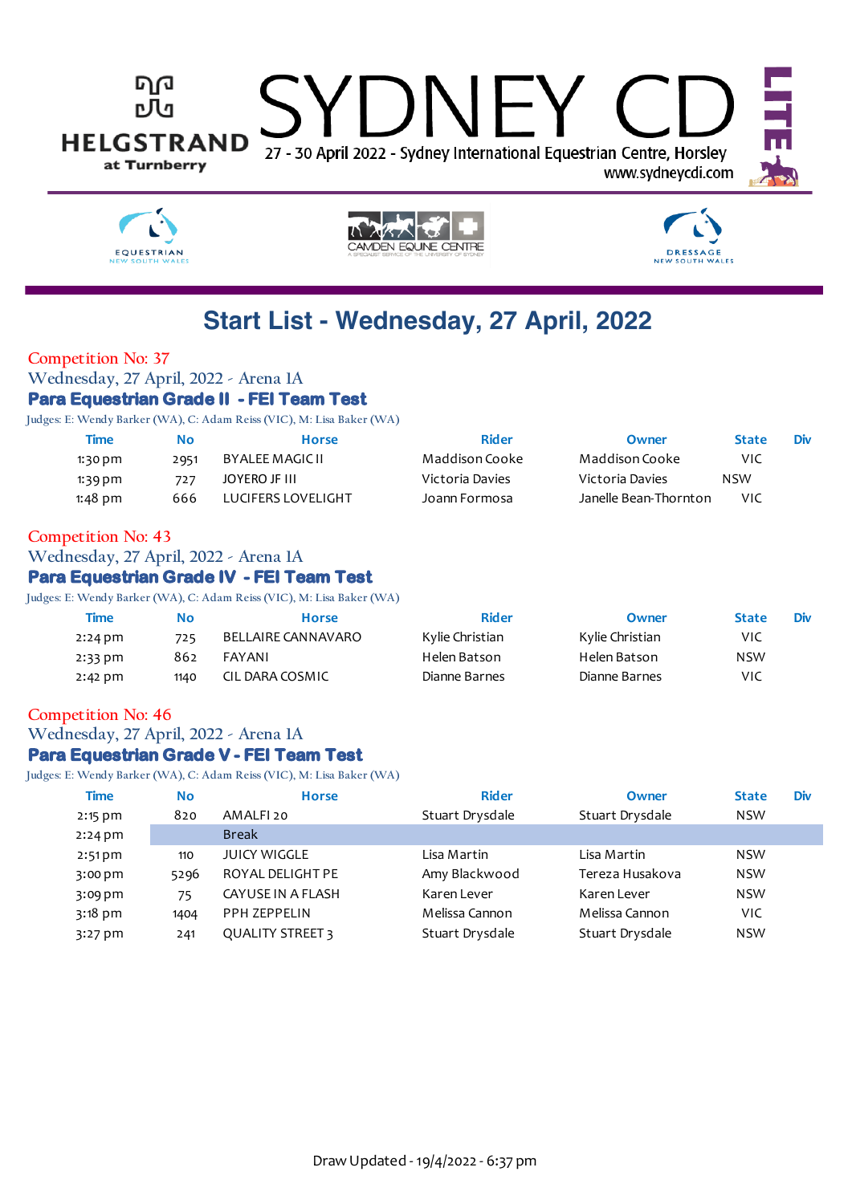SYDNEY CDI LITE

27 - 30 April 2022 - Sydney International Equestrian Centre, Horsley

www.sydneycdi.com

HELGSTRAND at Turnberry

EQUESTRIAN NEW SOUTH WALES

CAMDEN EQUINE CENTRE

DRESSAGE NEW SOUTH WALES

# Start List - Wednesday, 27 April, 2022

## Competition No: 37

Wednesday, 27 April, 2022 - Arena 1A

### Para Equestrian Grade II - FEI Team Test

Judges: E: Wendy Barker (WA), C: Adam Reiss (VIC), M: Lisa Baker (WA)

| Time | No | Horse | Rider | Owner | State | Div |
|---|---|---|---|---|---|---|
| 1:30 pm | 2951 | BYALEE MAGIC II | Maddison Cooke | Maddison Cooke | VIC | |
| 1:39 pm | 727 | JOYERO JF III | Victoria Davies | Victoria Davies | NSW | |
| 1:48 pm | 666 | LUCIFERS LOVELIGHT | Joann Formosa | Janelle Bean-Thornton | VIC | |

## Competition No: 43

Wednesday, 27 April, 2022 - Arena 1A

### Para Equestrian Grade IV - FEI Team Test

Judges: E: Wendy Barker (WA), C: Adam Reiss (VIC), M: Lisa Baker (WA)

| Time | No | Horse | Rider | Owner | State | Div |
|---|---|---|---|---|---|---|
| 2:24 pm | 725 | BELLAIRE CANNAVARO | Kylie Christian | Kylie Christian | VIC | |
| 2:33 pm | 862 | FAYANI | Helen Batson | Helen Batson | NSW | |
| 2:42 pm | 1140 | CIL DARA COSMIC | Dianne Barnes | Dianne Barnes | VIC | |

## Competition No: 46

Wednesday, 27 April, 2022 - Arena 1A

### Para Equestrian Grade V - FEI Team Test

Judges: E: Wendy Barker (WA), C: Adam Reiss (VIC), M: Lisa Baker (WA)

| Time | No | Horse | Rider | Owner | State | Div |
|---|---|---|---|---|---|---|
| 2:15 pm | 820 | AMALFI 20 | Stuart Drysdale | Stuart Drysdale | NSW | |
| 2:24 pm | | Break | | | | |
| 2:51 pm | 110 | JUICY WIGGLE | Lisa Martin | Lisa Martin | NSW | |
| 3:00 pm | 5296 | ROYAL DELIGHT PE | Amy Blackwood | Tereza Husakova | NSW | |
| 3:09 pm | 75 | CAYUSE IN A FLASH | Karen Lever | Karen Lever | NSW | |
| 3:18 pm | 1404 | PPH ZEPPELIN | Melissa Cannon | Melissa Cannon | VIC | |
| 3:27 pm | 241 | QUALITY STREET 3 | Stuart Drysdale | Stuart Drysdale | NSW | |

Draw Updated - 19/4/2022 - 6:37 pm